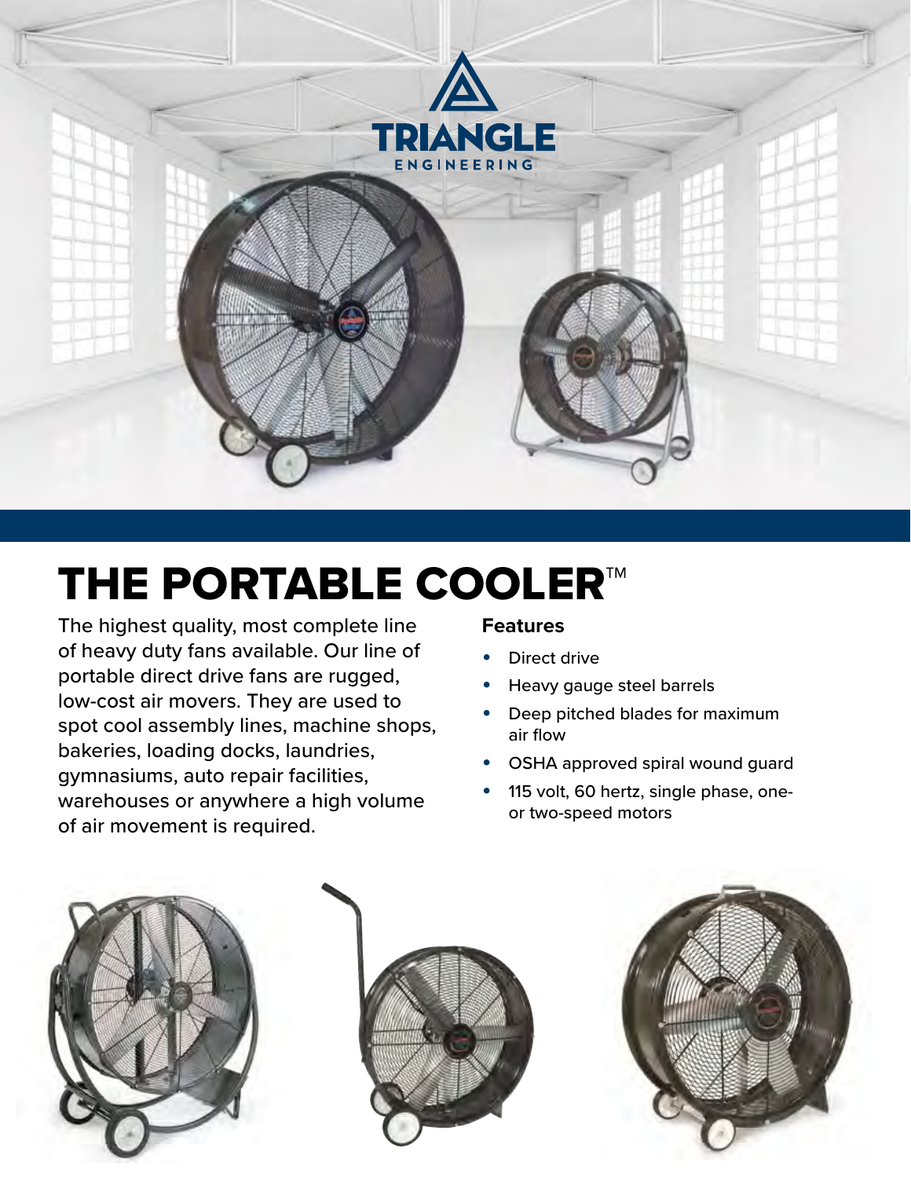TRIANGLE
ENGINEERING

# THE PORTABLE COOLER™

The highest quality, most complete line of heavy duty fans available. Our line of portable direct drive fans are rugged, low-cost air movers. They are used to spot cool assembly lines, machine shops, bakeries, loading docks, laundries, gymnasiums, auto repair facilities, warehouses or anywhere a high volume of air movement is required.

**Features**

- Direct drive
- Heavy gauge steel barrels
- Deep pitched blades for maximum air flow
- OSHA approved spiral wound guard
- 115 volt, 60 hertz, single phase, one- or two-speed motors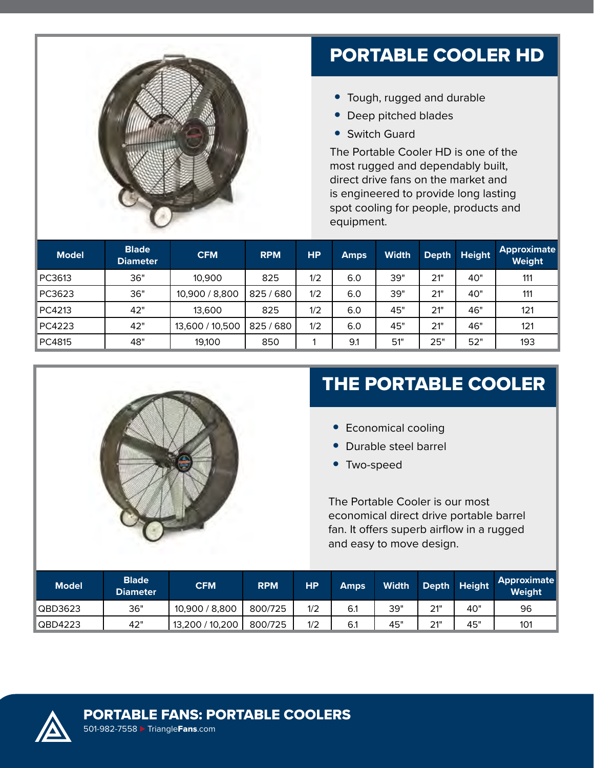## PORTABLE COOLER HD

- Tough, rugged and durable
- Deep pitched blades
- Switch Guard

The Portable Cooler HD is one of the most rugged and dependably built, direct drive fans on the market and is engineered to provide long lasting spot cooling for people, products and equipment.

| Model | Blade Diameter | CFM | RPM | HP | Amps | Width | Depth | Height | Approximate Weight |
|---|---|---|---|---|---|---|---|---|---|
| PC3613 | 36" | 10,900 | 825 | 1/2 | 6.0 | 39" | 21" | 40" | 111 |
| PC3623 | 36" | 10,900 / 8,800 | 825 / 680 | 1/2 | 6.0 | 39" | 21" | 40" | 111 |
| PC4213 | 42" | 13,600 | 825 | 1/2 | 6.0 | 45" | 21" | 46" | 121 |
| PC4223 | 42" | 13,600 / 10,500 | 825 / 680 | 1/2 | 6.0 | 45" | 21" | 46" | 121 |
| PC4815 | 48" | 19,100 | 850 | 1 | 9.1 | 51" | 25" | 52" | 193 |

## THE PORTABLE COOLER

- Economical cooling
- Durable steel barrel
- Two-speed

The Portable Cooler is our most economical direct drive portable barrel fan. It offers superb airflow in a rugged and easy to move design.

| Model | Blade Diameter | CFM | RPM | HP | Amps | Width | Depth | Height | Approximate Weight |
|---|---|---|---|---|---|---|---|---|---|
| QBD3623 | 36" | 10,900 / 8,800 | 800/725 | 1/2 | 6.1 | 39" | 21" | 40" | 96 |
| QBD4223 | 42" | 13,200 / 10,200 | 800/725 | 1/2 | 6.1 | 45" | 21" | 45" | 101 |

**PORTABLE FANS: PORTABLE COOLERS**

501-982-7558 ▸ Triangle**Fans**.com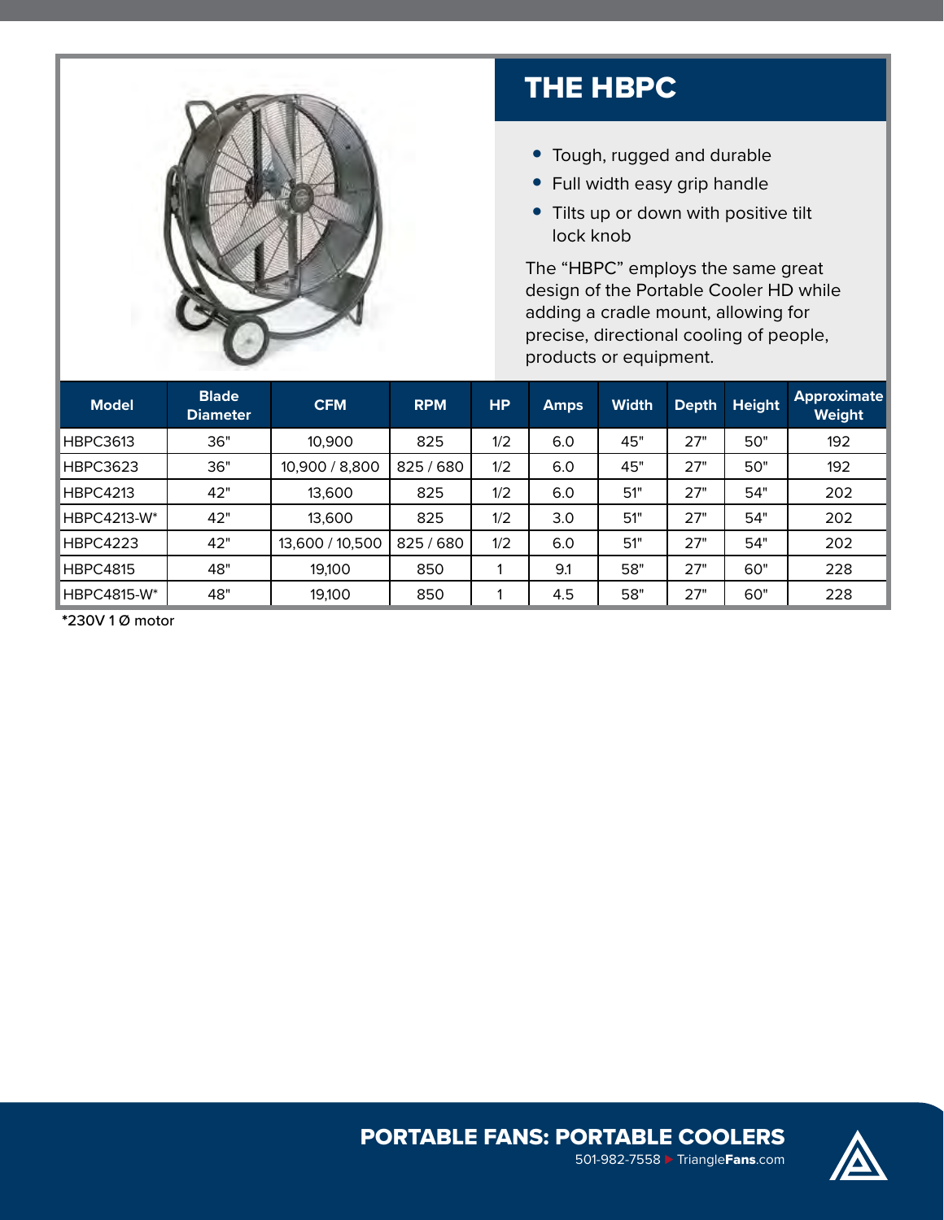# THE HBPC

- Tough, rugged and durable
- Full width easy grip handle
- Tilts up or down with positive tilt lock knob

The “HBPC” employs the same great design of the Portable Cooler HD while adding a cradle mount, allowing for precise, directional cooling of people, products or equipment.

| Model | Blade Diameter | CFM | RPM | HP | Amps | Width | Depth | Height | Approximate Weight |
|---|---|---|---|---|---|---|---|---|---|
| HBPC3613 | 36" | 10,900 | 825 | 1/2 | 6.0 | 45" | 27" | 50" | 192 |
| HBPC3623 | 36" | 10,900 / 8,800 | 825 / 680 | 1/2 | 6.0 | 45" | 27" | 50" | 192 |
| HBPC4213 | 42" | 13,600 | 825 | 1/2 | 6.0 | 51" | 27" | 54" | 202 |
| HBPC4213-W* | 42" | 13,600 | 825 | 1/2 | 3.0 | 51" | 27" | 54" | 202 |
| HBPC4223 | 42" | 13,600 / 10,500 | 825 / 680 | 1/2 | 6.0 | 51" | 27" | 54" | 202 |
| HBPC4815 | 48" | 19,100 | 850 | 1 | 9.1 | 58" | 27" | 60" | 228 |
| HBPC4815-W* | 48" | 19,100 | 850 | 1 | 4.5 | 58" | 27" | 60" | 228 |

*230V 1 Ø motor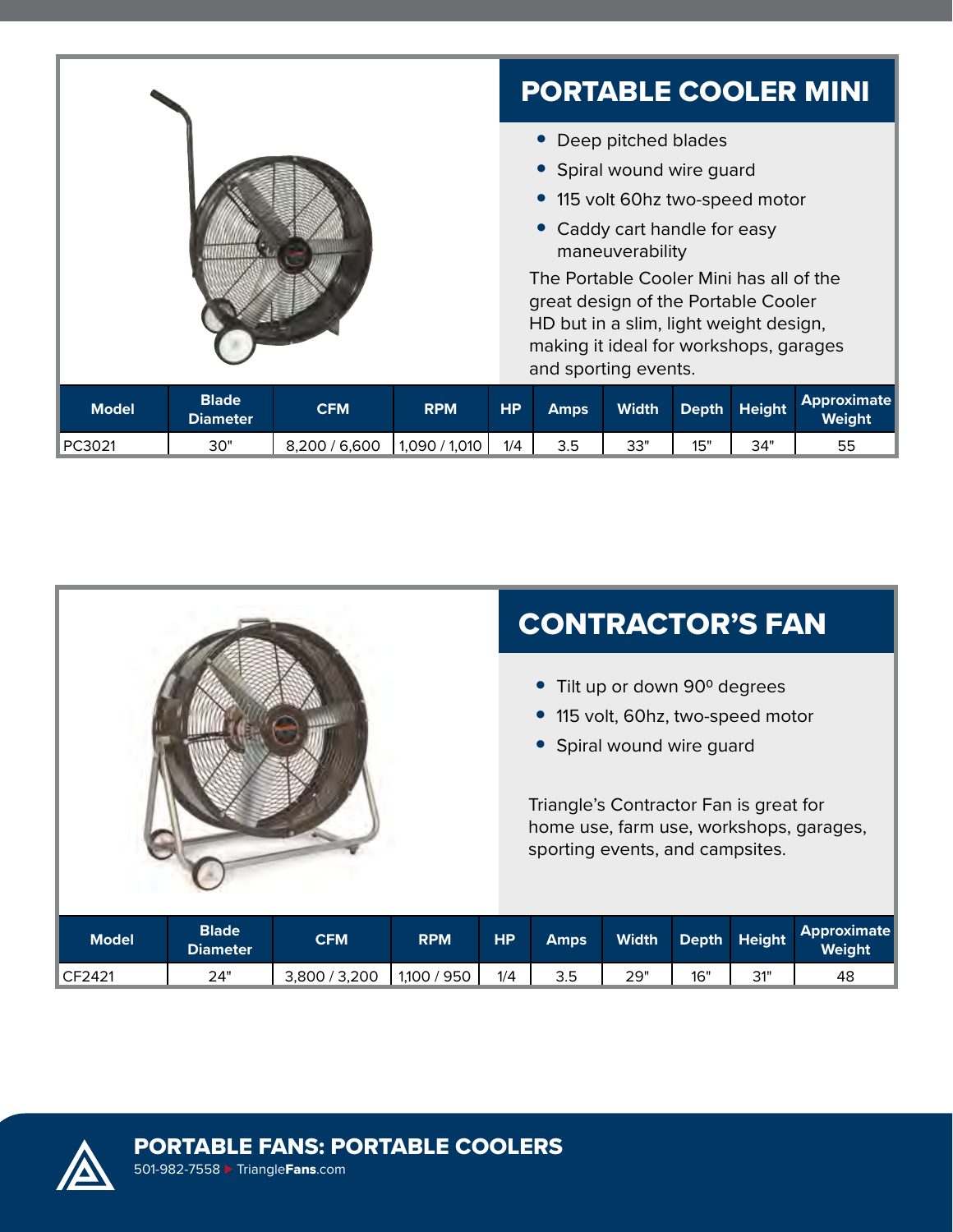## PORTABLE COOLER MINI

- Deep pitched blades
- Spiral wound wire guard
- 115 volt 60hz two-speed motor
- Caddy cart handle for easy maneuverability

The Portable Cooler Mini has all of the great design of the Portable Cooler HD but in a slim, light weight design, making it ideal for workshops, garages and sporting events.

| Model | Blade Diameter | CFM | RPM | HP | Amps | Width | Depth | Height | Approximate Weight |
|---|---|---|---|---|---|---|---|---|---|
| PC3021 | 30" | 8,200 / 6,600 | 1,090 / 1,010 | 1/4 | 3.5 | 33" | 15" | 34" | 55 |

## CONTRACTOR'S FAN

- Tilt up or down 90º degrees
- 115 volt, 60hz, two-speed motor
- Spiral wound wire guard

Triangle's Contractor Fan is great for home use, farm use, workshops, garages, sporting events, and campsites.

| Model | Blade Diameter | CFM | RPM | HP | Amps | Width | Depth | Height | Approximate Weight |
|---|---|---|---|---|---|---|---|---|---|
| CF2421 | 24" | 3,800 / 3,200 | 1,100 / 950 | 1/4 | 3.5 | 29" | 16" | 31" | 48 |

**PORTABLE FANS: PORTABLE COOLERS**

501-982-7558 ▶ Triangle**Fans**.com